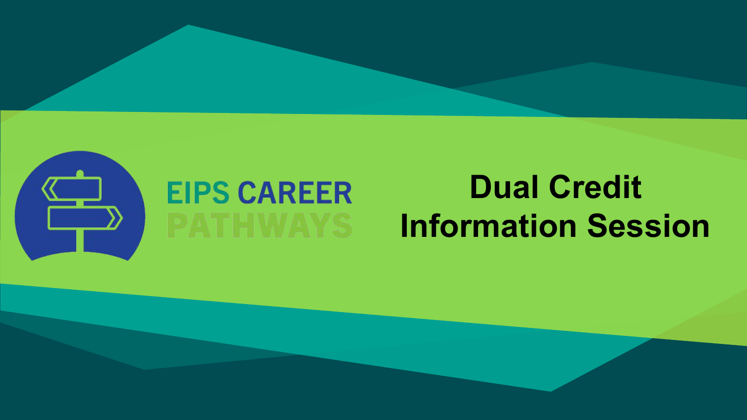EIPS CAREER PATHWAYS

# Dual Credit Information Session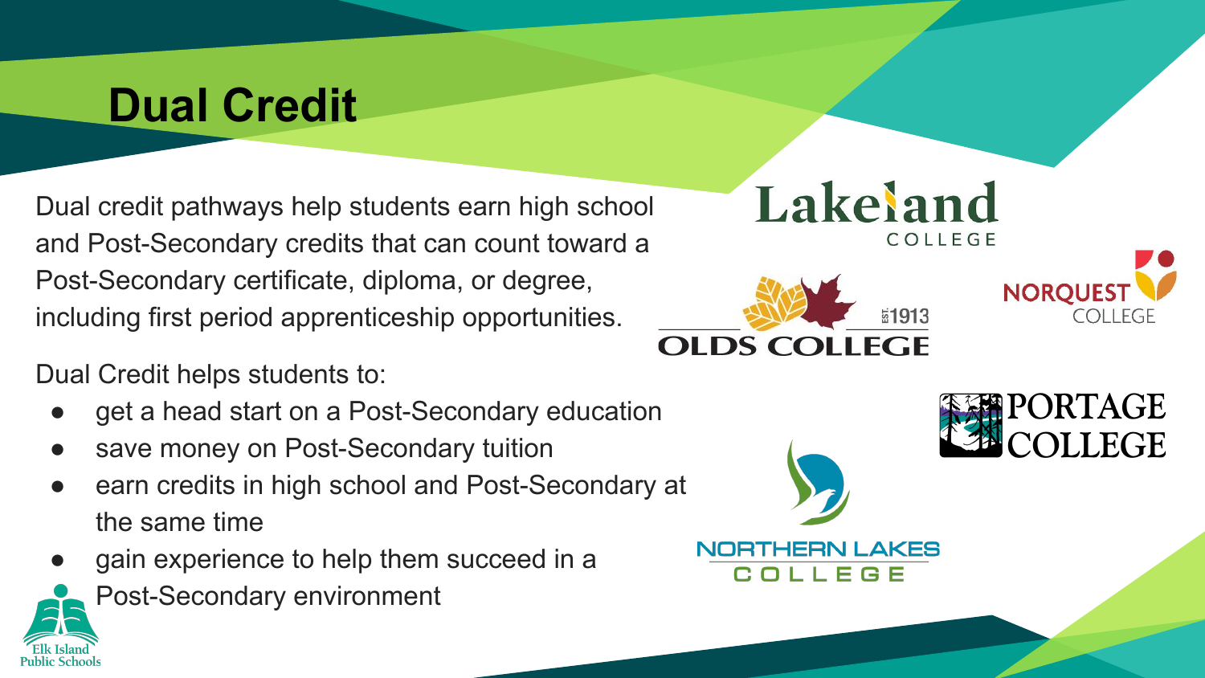# Dual Credit

Dual credit pathways help students earn high school and Post-Secondary credits that can count toward a Post-Secondary certificate, diploma, or degree, including first period apprenticeship opportunities.

Dual Credit helps students to:

- get a head start on a Post-Secondary education
- save money on Post-Secondary tuition
- earn credits in high school and Post-Secondary at the same time
- gain experience to help them succeed in a Post-Secondary environment

Lakeland College

Olds College EST. 1913

NorQuest College

Portage College

Northern Lakes College

Elk Island Public Schools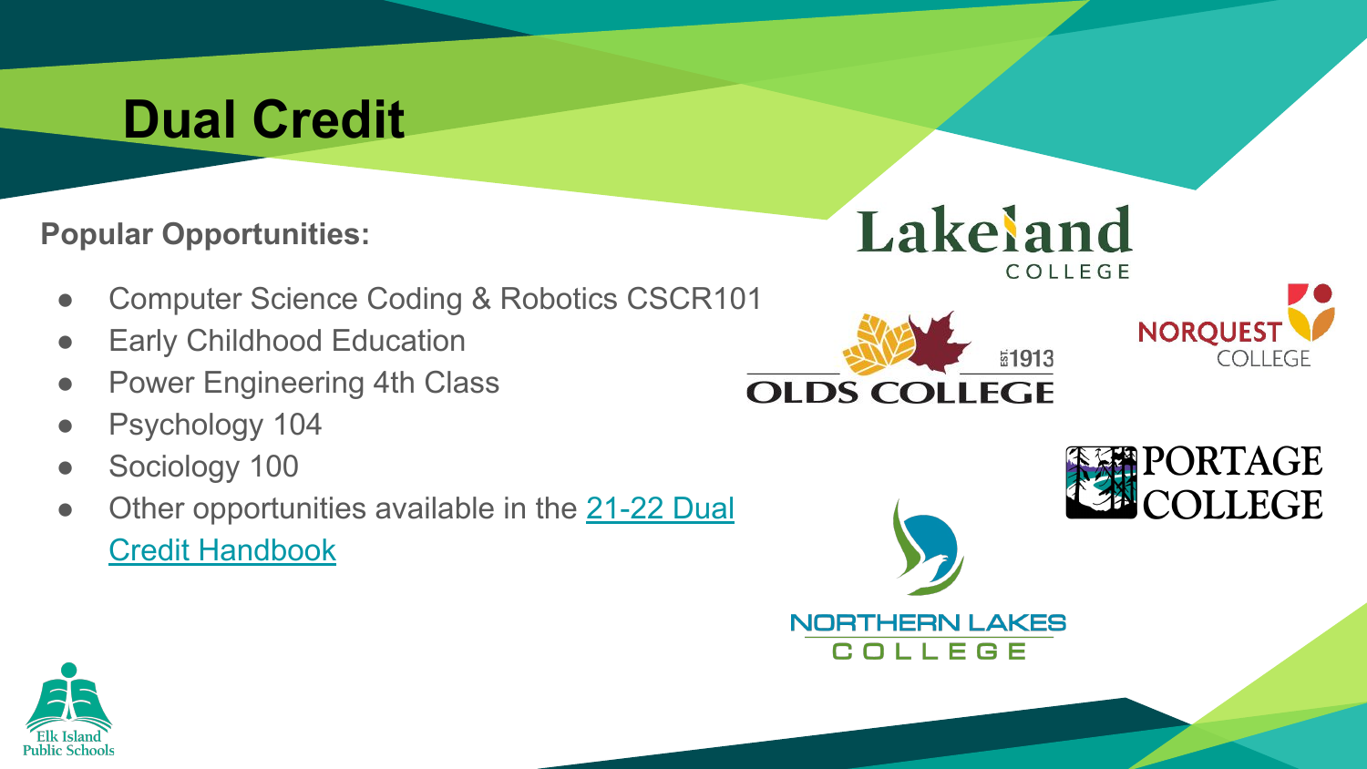# Dual Credit

**Popular Opportunities:**

- Computer Science Coding & Robotics CSCR101
- Early Childhood Education
- Power Engineering 4th Class
- Psychology 104
- Sociology 100
- Other opportunities available in the 21-22 Dual Credit Handbook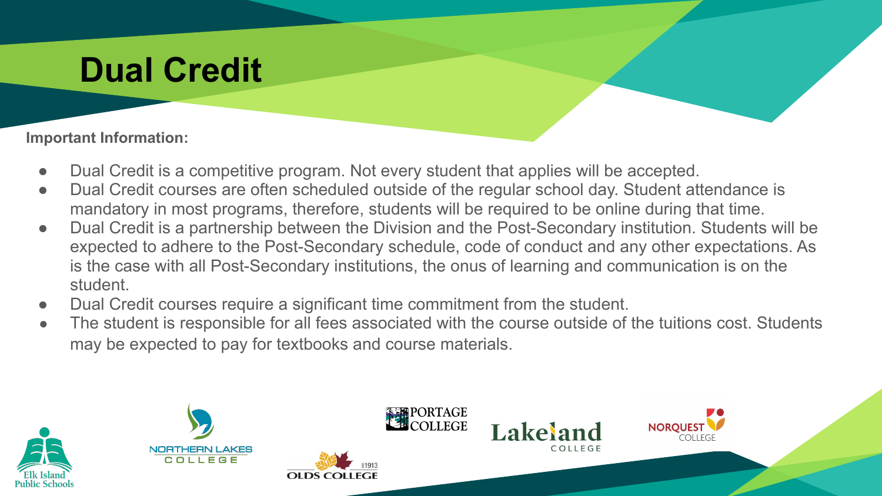# Dual Credit

**Important Information:**

- Dual Credit is a competitive program. Not every student that applies will be accepted.
- Dual Credit courses are often scheduled outside of the regular school day. Student attendance is mandatory in most programs, therefore, students will be required to be online during that time.
- Dual Credit is a partnership between the Division and the Post-Secondary institution. Students will be expected to adhere to the Post-Secondary schedule, code of conduct and any other expectations. As is the case with all Post-Secondary institutions, the onus of learning and communication is on the student.
- Dual Credit courses require a significant time commitment from the student.
- The student is responsible for all fees associated with the course outside of the tuitions cost. Students may be expected to pay for textbooks and course materials.

Elk Island Public Schools

Northern Lakes College

Olds College

Portage College

Lakeland College

Norquest College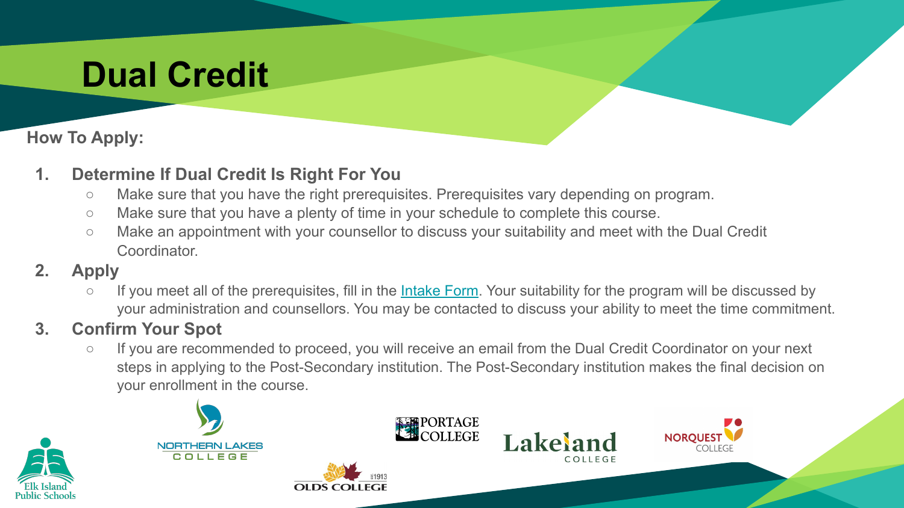# Dual Credit

**How To Apply:**

1. **Determine If Dual Credit Is Right For You**
   - Make sure that you have the right prerequisites. Prerequisites vary depending on program.
   - Make sure that you have a plenty of time in your schedule to complete this course.
   - Make an appointment with your counsellor to discuss your suitability and meet with the Dual Credit Coordinator.
2. **Apply**
   - If you meet all of the prerequisites, fill in the Intake Form. Your suitability for the program will be discussed by your administration and counsellors. You may be contacted to discuss your ability to meet the time commitment.
3. **Confirm Your Spot**
   - If you are recommended to proceed, you will receive an email from the Dual Credit Coordinator on your next steps in applying to the Post-Secondary institution. The Post-Secondary institution makes the final decision on your enrollment in the course.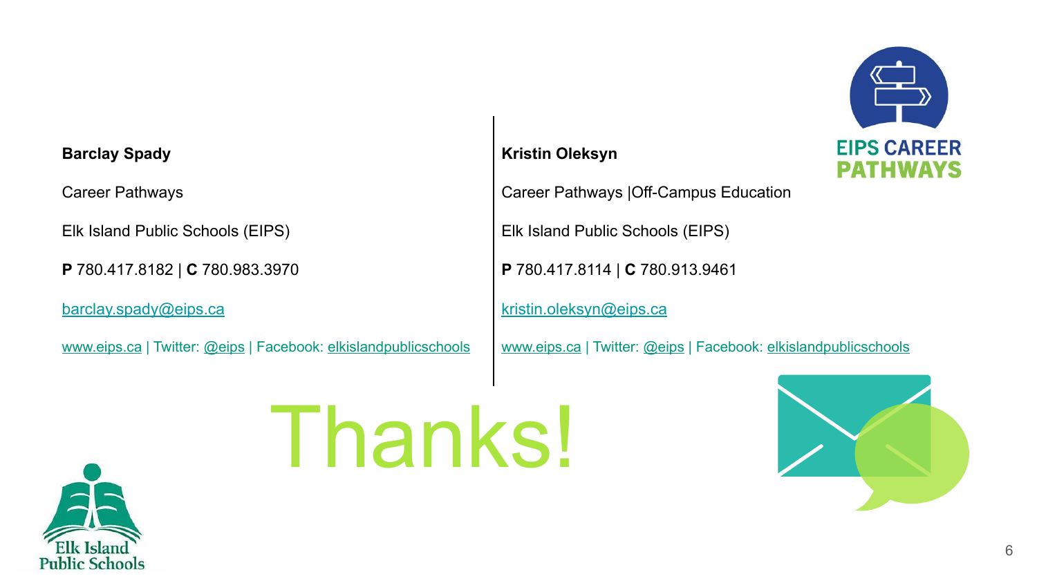**Barclay Spady**

Career Pathways

Elk Island Public Schools (EIPS)

**P** 780.417.8182 | **C** 780.983.3970

barclay.spady@eips.ca

www.eips.ca | Twitter: @eips | Facebook: elkislandpublicschools

**Kristin Oleksyn**

Career Pathways |Off-Campus Education

Elk Island Public Schools (EIPS)

**P** 780.417.8114 | **C** 780.913.9461

kristin.oleksyn@eips.ca

www.eips.ca | Twitter: @eips | Facebook: elkislandpublicschools

EIPS CAREER PATHWAYS

# Thanks!

Elk Island Public Schools